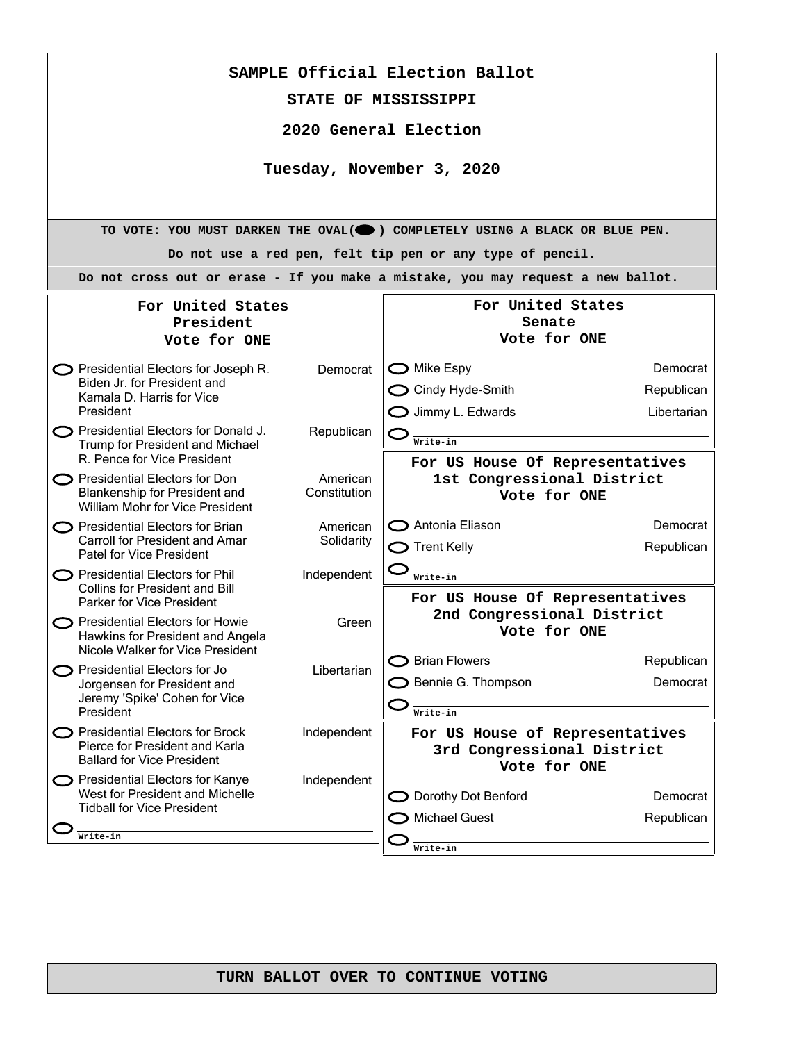# SAMPLE Official Election Ballot

## STATE OF MISSISSIPPI

## 2020 General Election

## Tuesday, November 3, 2020

**TO VOTE: YOU MUST DARKEN THE OVAL( ⬬ ) COMPLETELY USING A BLACK OR BLUE PEN.**

**Do not use a red pen, felt tip pen or any type of pencil.**

**Do not cross out or erase - If you make a mistake, you may request a new ballot.**

### For United States President
**Vote for ONE**

| Candidate | Party |
|---|---|
| ○ Presidential Electors for Joseph R. Biden Jr. for President and Kamala D. Harris for Vice President | Democrat |
| ○ Presidential Electors for Donald J. Trump for President and Michael R. Pence for Vice President | Republican |
| ○ Presidential Electors for Don Blankenship for President and William Mohr for Vice President | American Constitution |
| ○ Presidential Electors for Brian Carroll for President and Amar Patel for Vice President | American Solidarity |
| ○ Presidential Electors for Phil Collins for President and Bill Parker for Vice President | Independent |
| ○ Presidential Electors for Howie Hawkins for President and Angela Nicole Walker for Vice President | Green |
| ○ Presidential Electors for Jo Jorgensen for President and Jeremy 'Spike' Cohen for Vice President | Libertarian |
| ○ Presidential Electors for Brock Pierce for President and Karla Ballard for Vice President | Independent |
| ○ Presidential Electors for Kanye West for President and Michelle Tidball for Vice President | Independent |
| ○ Write-in | |

### For United States Senate
**Vote for ONE**

| Candidate | Party |
|---|---|
| ○ Mike Espy | Democrat |
| ○ Cindy Hyde-Smith | Republican |
| ○ Jimmy L. Edwards | Libertarian |
| ○ Write-in | |

### For US House Of Representatives 1st Congressional District
**Vote for ONE**

| Candidate | Party |
|---|---|
| ○ Antonia Eliason | Democrat |
| ○ Trent Kelly | Republican |
| ○ Write-in | |

### For US House Of Representatives 2nd Congressional District
**Vote for ONE**

| Candidate | Party |
|---|---|
| ○ Brian Flowers | Republican |
| ○ Bennie G. Thompson | Democrat |
| ○ Write-in | |

### For US House of Representatives 3rd Congressional District
**Vote for ONE**

| Candidate | Party |
|---|---|
| ○ Dorothy Dot Benford | Democrat |
| ○ Michael Guest | Republican |
| ○ Write-in | |

**TURN BALLOT OVER TO CONTINUE VOTING**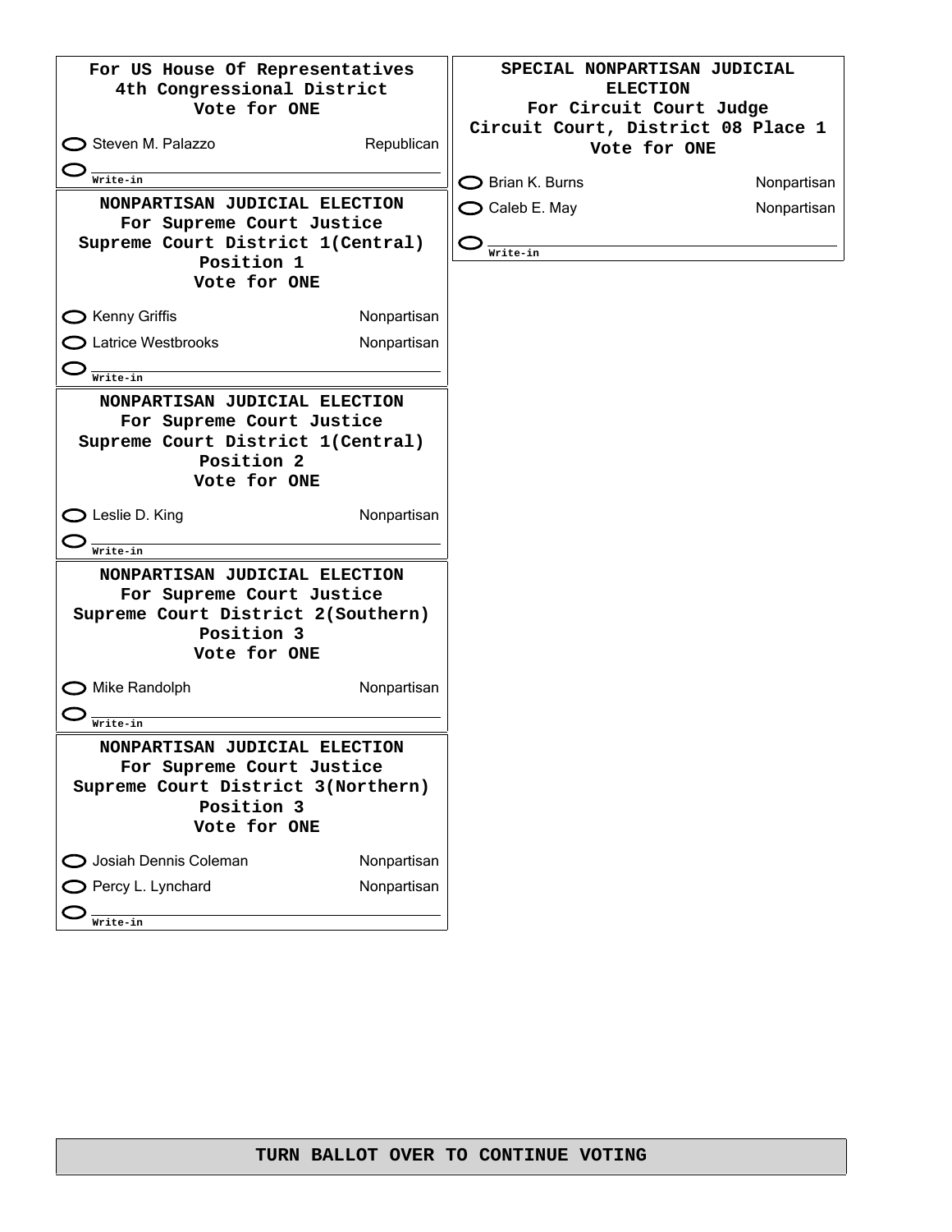**For US House Of Representatives**
**4th Congressional District**
**Vote for ONE**

- ⬭ Steven M. Palazzo — Republican
- ⬭ ________ Write-in

**NONPARTISAN JUDICIAL ELECTION**
**For Supreme Court Justice**
**Supreme Court District 1(Central)**
**Position 1**
**Vote for ONE**

- ⬭ Kenny Griffis — Nonpartisan
- ⬭ Latrice Westbrooks — Nonpartisan
- ⬭ ________ Write-in

**NONPARTISAN JUDICIAL ELECTION**
**For Supreme Court Justice**
**Supreme Court District 1(Central)**
**Position 2**
**Vote for ONE**

- ⬭ Leslie D. King — Nonpartisan
- ⬭ ________ Write-in

**NONPARTISAN JUDICIAL ELECTION**
**For Supreme Court Justice**
**Supreme Court District 2(Southern)**
**Position 3**
**Vote for ONE**

- ⬭ Mike Randolph — Nonpartisan
- ⬭ ________ Write-in

**NONPARTISAN JUDICIAL ELECTION**
**For Supreme Court Justice**
**Supreme Court District 3(Northern)**
**Position 3**
**Vote for ONE**

- ⬭ Josiah Dennis Coleman — Nonpartisan
- ⬭ Percy L. Lynchard — Nonpartisan
- ⬭ ________ Write-in

**SPECIAL NONPARTISAN JUDICIAL ELECTION**
**For Circuit Court Judge**
**Circuit Court, District 08 Place 1**
**Vote for ONE**

- ⬭ Brian K. Burns — Nonpartisan
- ⬭ Caleb E. May — Nonpartisan
- ⬭ ________ Write-in

**TURN BALLOT OVER TO CONTINUE VOTING**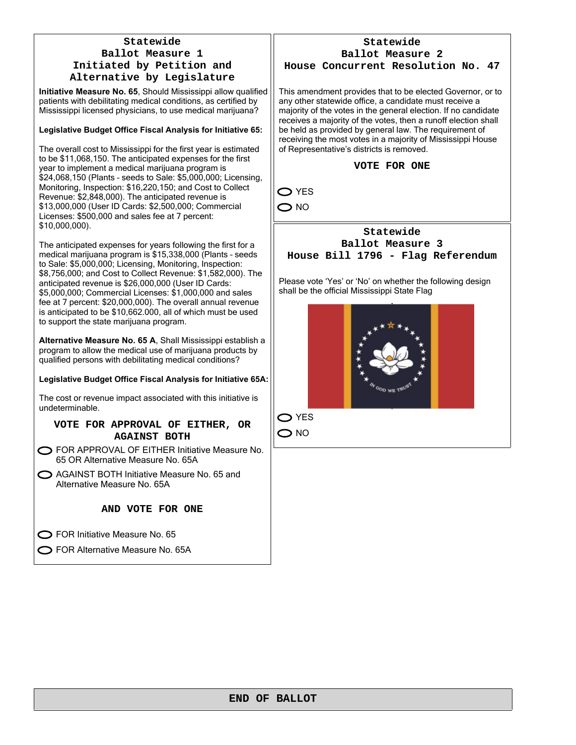## Statewide
## Ballot Measure 1
## Initiated by Petition and Alternative by Legislature

**Initiative Measure No. 65**, Should Mississippi allow qualified patients with debilitating medical conditions, as certified by Mississippi licensed physicians, to use medical marijuana?

**Legislative Budget Office Fiscal Analysis for Initiative 65:**

The overall cost to Mississippi for the first year is estimated to be $11,068,150. The anticipated expenses for the first year to implement a medical marijuana program is $24,068,150 (Plants - seeds to Sale: $5,000,000; Licensing, Monitoring, Inspection: $16,220,150; and Cost to Collect Revenue: $2,848,000). The anticipated revenue is $13,000,000 (User ID Cards: $2,500,000; Commercial Licenses: $500,000 and sales fee at 7 percent: $10,000,000).

The anticipated expenses for years following the first for a medical marijuana program is $15,338,000 (Plants - seeds to Sale: $5,000,000; Licensing, Monitoring, Inspection: $8,756,000; and Cost to Collect Revenue: $1,582,000). The anticipated revenue is $26,000,000 (User ID Cards: $5,000,000; Commercial Licenses: $1,000,000 and sales fee at 7 percent: $20,000,000). The overall annual revenue is anticipated to be $10,662.000, all of which must be used to support the state marijuana program.

**Alternative Measure No. 65 A**, Shall Mississippi establish a program to allow the medical use of marijuana products by qualified persons with debilitating medical conditions?

**Legislative Budget Office Fiscal Analysis for Initiative 65A:**

The cost or revenue impact associated with this initiative is undeterminable.

**VOTE FOR APPROVAL OF EITHER, OR AGAINST BOTH**

- ⬭ FOR APPROVAL OF EITHER Initiative Measure No. 65 OR Alternative Measure No. 65A
- ⬭ AGAINST BOTH Initiative Measure No. 65 and Alternative Measure No. 65A

**AND VOTE FOR ONE**

- ⬭ FOR Initiative Measure No. 65
- ⬭ FOR Alternative Measure No. 65A

## Statewide
## Ballot Measure 2
## House Concurrent Resolution No. 47

This amendment provides that to be elected Governor, or to any other statewide office, a candidate must receive a majority of the votes in the general election. If no candidate receives a majority of the votes, then a runoff election shall be held as provided by general law. The requirement of receiving the most votes in a majority of Mississippi House of Representative's districts is removed.

**VOTE FOR ONE**

- ⬭ YES
- ⬭ NO

## Statewide
## Ballot Measure 3
## House Bill 1796 - Flag Referendum

Please vote 'Yes' or 'No' on whether the following design shall be the official Mississippi State Flag

IN GOD WE TRUST

- ⬭ YES
- ⬭ NO

**END OF BALLOT**